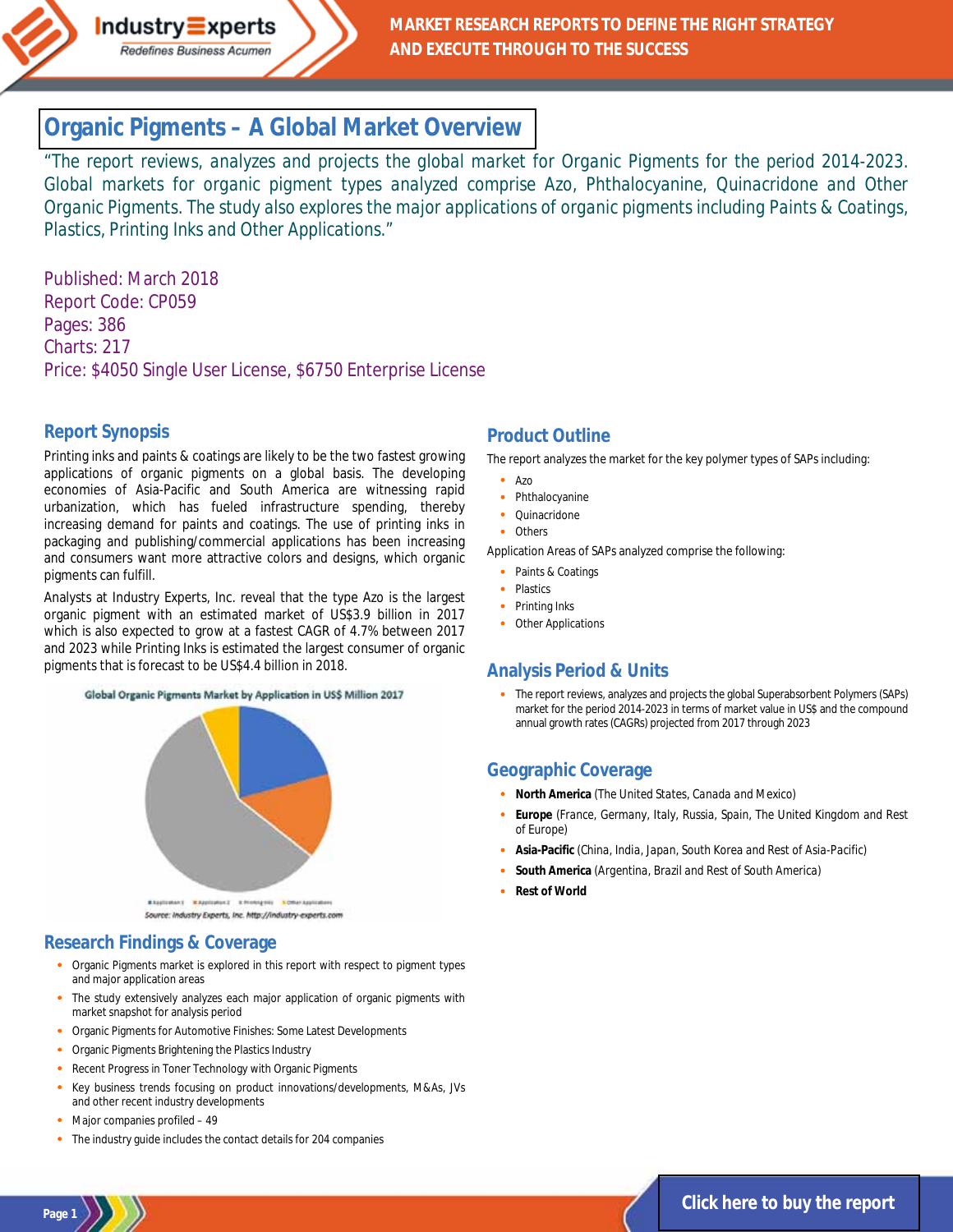# Organic Pigments – A Global Market Overview

"The report reviews, analyzes and projects the global market for Organic Pigments for the period 2014-2023. Global markets for organic pigment types analyzed comprise Azo, Phthalocyanine, Quinacridone and Other Organic Pigments. The study also explores the major applications of organic pigments including Paints & Coatings, Plastics, Printing Inks and Other Applications."

Published: March 2018
Report Code: CP059
Pages: 386
Charts: 217
Price: $4050 Single User License, $6750 Enterprise License

## Report Synopsis

Printing inks and paints & coatings are likely to be the two fastest growing applications of organic pigments on a global basis. The developing economies of Asia-Pacific and South America are witnessing rapid urbanization, which has fueled infrastructure spending, thereby increasing demand for paints and coatings. The use of printing inks in packaging and publishing/commercial applications has been increasing and consumers want more attractive colors and designs, which organic pigments can fulfill.

Analysts at Industry Experts, Inc. reveal that the type Azo is the largest organic pigment with an estimated market of US$3.9 billion in 2017 which is also expected to grow at a fastest CAGR of 4.7% between 2017 and 2023 while Printing Inks is estimated the largest consumer of organic pigments that is forecast to be US$4.4 billion in 2018.

**Global Organic Pigments Market by Application in US$ Million 2017**

Source: Industry Experts, Inc. http://industry-experts.com

## Research Findings & Coverage

- Organic Pigments market is explored in this report with respect to pigment types and major application areas
- The study extensively analyzes each major application of organic pigments with market snapshot for analysis period
- Organic Pigments for Automotive Finishes: Some Latest Developments
- Organic Pigments Brightening the Plastics Industry
- Recent Progress in Toner Technology with Organic Pigments
- Key business trends focusing on product innovations/developments, M&As, JVs and other recent industry developments
- Major companies profiled – 49
- The industry guide includes the contact details for 204 companies

## Product Outline

The report analyzes the market for the key polymer types of SAPs including:

- Azo
- Phthalocyanine
- Quinacridone
- Others

Application Areas of SAPs analyzed comprise the following:

- Paints & Coatings
- Plastics
- Printing Inks
- Other Applications

## Analysis Period & Units

- The report reviews, analyzes and projects the global Superabsorbent Polymers (SAPs) market for the period 2014-2023 in terms of market value in US$ and the compound annual growth rates (CAGRs) projected from 2017 through 2023

## Geographic Coverage

- **North America** (The United States, Canada and Mexico)
- **Europe** (France, Germany, Italy, Russia, Spain, The United Kingdom and Rest of Europe)
- **Asia-Pacific** (China, India, Japan, South Korea and Rest of Asia-Pacific)
- **South America** (Argentina, Brazil and Rest of South America)
- **Rest of World**

Click here to buy the report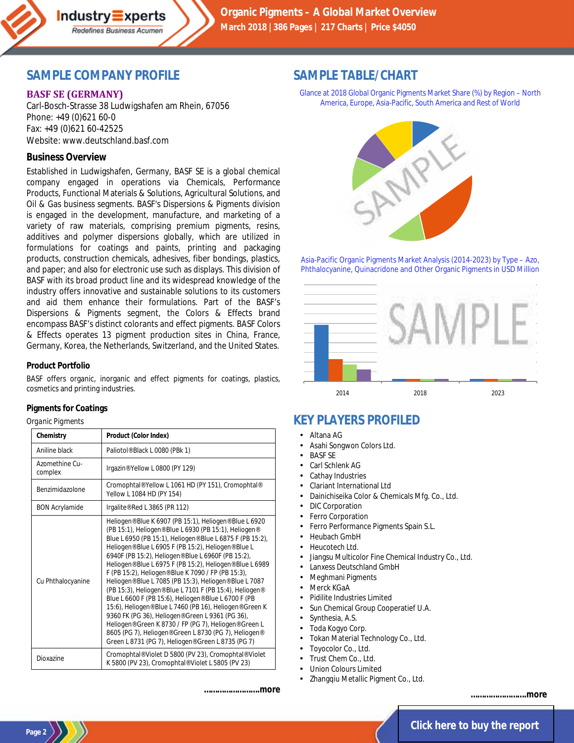## SAMPLE COMPANY PROFILE

**BASF SE (GERMANY)**

Carl-Bosch-Strasse 38 Ludwigshafen am Rhein, 67056
Phone: +49 (0)621 60-0
Fax: +49 (0)621 60-42525
Website: www.deutschland.basf.com

### Business Overview

Established in Ludwigshafen, Germany, BASF SE is a global chemical company engaged in operations via Chemicals, Performance Products, Functional Materials & Solutions, Agricultural Solutions, and Oil & Gas business segments. BASF's Dispersions & Pigments division is engaged in the development, manufacture, and marketing of a variety of raw materials, comprising premium pigments, resins, additives and polymer dispersions globally, which are utilized in formulations for coatings and paints, printing and packaging products, construction chemicals, adhesives, fiber bondings, plastics, and paper; and also for electronic use such as displays. This division of BASF with its broad product line and its widespread knowledge of the industry offers innovative and sustainable solutions to its customers and aid them enhance their formulations. Part of the BASF's Dispersions & Pigments segment, the Colors & Effects brand encompass BASF's distinct colorants and effect pigments. BASF Colors & Effects operates 13 pigment production sites in China, France, Germany, Korea, the Netherlands, Switzerland, and the United States.

### Product Portfolio

BASF offers organic, inorganic and effect pigments for coatings, plastics, cosmetics and printing industries.

### Pigments for Coatings

Organic Pigments

| Chemistry | Product (Color Index) |
|---|---|
| Aniline black | Paliotol®Black L 0080 (PBk 1) |
| Azomethine Cu-complex | Irgazin®Yellow L 0800 (PY 129) |
| Benzimidazolone | Cromophtal®Yellow L 1061 HD (PY 151), Cromophtal® Yellow L 1084 HD (PY 154) |
| BON Acrylamide | Irgalite®Red L 3865 (PR 112) |
| Cu Phthalocyanine | Heliogen®Blue K 6907 (PB 15:1), Heliogen®Blue L 6920 (PB 15:1), Heliogen®Blue L 6930 (PB 15:1), Heliogen® Blue L 6950 (PB 15:1), Heliogen®Blue L 6875 F (PB 15:2), Heliogen®Blue L 6905 F (PB 15:2), Heliogen®Blue L 6940F (PB 15:2), Heliogen®Blue L 6960F (PB 15:2), Heliogen®Blue L 6975 F (PB 15:2), Heliogen®Blue L 6989 F (PB 15:2), Heliogen®Blue K 7090 / FP (PB 15:3), Heliogen®Blue L 7085 (PB 15:3), Heliogen®Blue L 7087 (PB 15:3), Heliogen®Blue L 7101 F (PB 15:4), Heliogen® Blue L 6600 F (PB 15:6), Heliogen®Blue L 6700 F (PB 15:6), Heliogen®Blue L 7460 (PB 16), Heliogen®Green K 9360 FK (PG 36), Heliogen®Green L 9361 (PG 36), Heliogen®Green K 8730 / FP (PG 7), Heliogen®Green L 8605 (PG 7), Heliogen®Green L 8730 (PG 7), Heliogen® Green L 8731 (PG 7), Heliogen®Green L 8735 (PG 7) |
| Dioxazine | Cromophtal®Violet D 5800 (PV 23), Cromophtal®Violet K 5800 (PV 23), Cromophtal®Violet L 5805 (PV 23) |

........................more

## SAMPLE TABLE/CHART

Glance at 2018 Global Organic Pigments Market Share (%) by Region – North America, Europe, Asia-Pacific, South America and Rest of World

Asia-Pacific Organic Pigments Market Analysis (2014-2023) by Type – Azo, Phthalocyanine, Quinacridone and Other Organic Pigments in USD Million

## KEY PLAYERS PROFILED

- Altana AG
- Asahi Songwon Colors Ltd.
- BASF SE
- Carl Schlenk AG
- Cathay Industries
- Clariant International Ltd
- Dainichiseika Color & Chemicals Mfg. Co., Ltd.
- DIC Corporation
- Ferro Corporation
- Ferro Performance Pigments Spain S.L.
- Heubach GmbH
- Heucotech Ltd.
- Jiangsu Multicolor Fine Chemical Industry Co., Ltd.
- Lanxess Deutschland GmbH
- Meghmani Pigments
- Merck KGaA
- Pidilite Industries Limited
- Sun Chemical Group Cooperatief U.A.
- Synthesia, A.S.
- Toda Kogyo Corp.
- Tokan Material Technology Co., Ltd.
- Toyocolor Co., Ltd.
- Trust Chem Co., Ltd.
- Union Colours Limited
- Zhangqiu Metallic Pigment Co., Ltd.

........................more

Click here to buy the report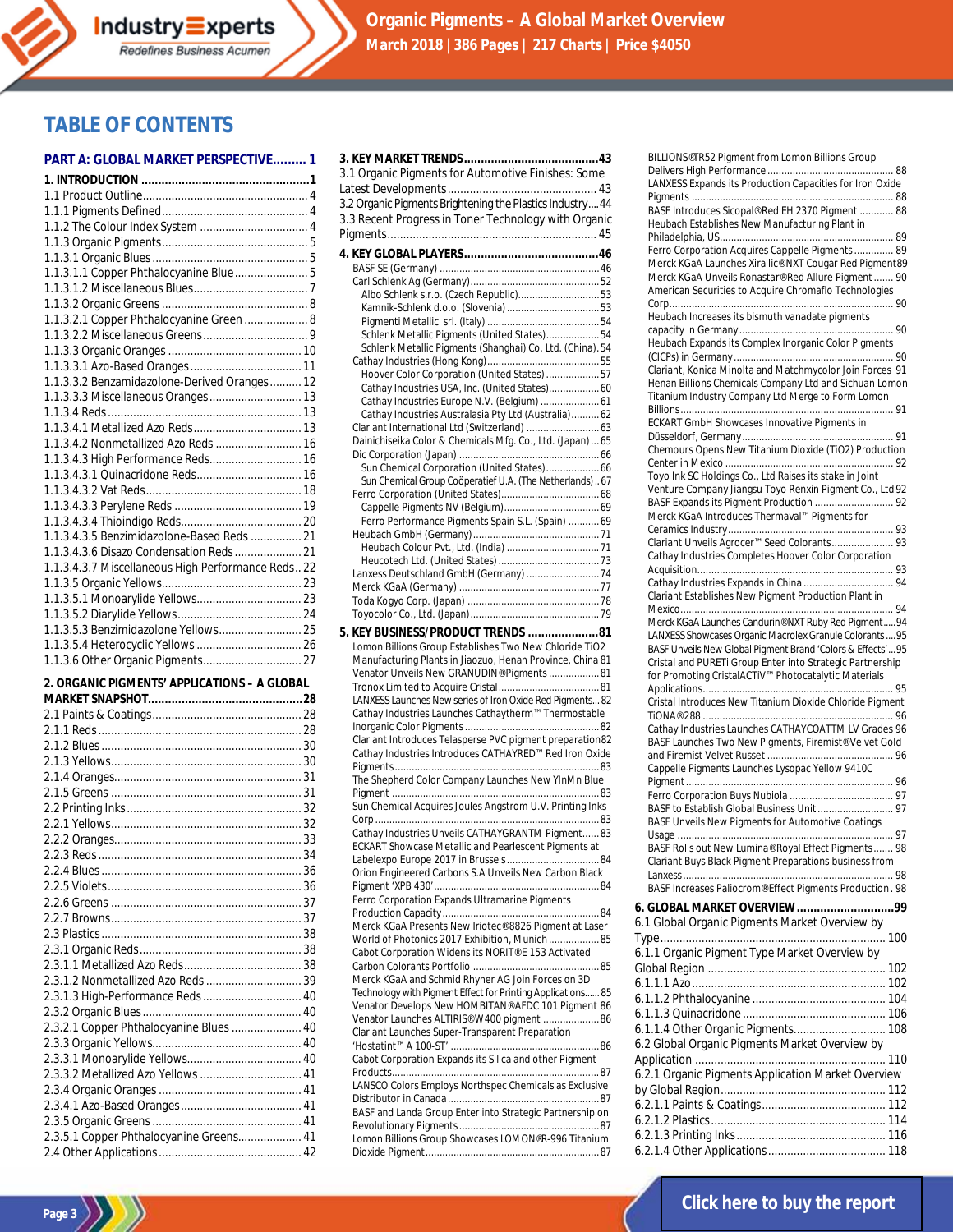# TABLE OF CONTENTS

**PART A: GLOBAL MARKET PERSPECTIVE......... 1**

**1. INTRODUCTION ................................................1**

1.1 Product Outline.................................................... 4
1.1.1 Pigments Defined.............................................. 4
1.1.2 The Colour Index System .................................. 4
1.1.3 Organic Pigments............................................. 5
1.1.3.1 Organic Blues................................................. 5
1.1.3.1.1 Copper Phthalocyanine Blue....................... 5
1.1.3.1.2 Miscellaneous Blues.................................... 7
1.1.3.2 Organic Greens .............................................. 8
1.1.3.2.1 Copper Phthalocyanine Green .................... 8
1.1.3.2.2 Miscellaneous Greens................................. 9
1.1.3.3 Organic Oranges .......................................... 10
1.1.3.3.1 Azo-Based Oranges................................... 11
1.1.3.3.2 Benzamidazolone-Derived Oranges.......... 12
1.1.3.3.3 Miscellaneous Oranges............................. 13
1.1.3.4 Reds ............................................................. 13
1.1.3.4.1 Metallized Azo Reds.................................. 13
1.1.3.4.2 Nonmetallized Azo Reds ........................... 16
1.1.3.4.3 High Performance Reds............................. 16
1.1.3.4.3.1 Quinacridone Reds................................. 16
1.1.3.4.3.2 Vat Reds................................................. 18
1.1.3.4.3.3 Perylene Reds ........................................ 19
1.1.3.4.3.4 Thioindigo Reds...................................... 20
1.1.3.4.3.5 Benzimidazolone-Based Reds ................ 21
1.1.3.4.3.6 Disazo Condensation Reds..................... 21
1.1.3.4.3.7 Miscellaneous High Performance Reds.. 22
1.1.3.5 Organic Yellows............................................ 23
1.1.3.5.1 Monoarylide Yellows................................. 23
1.1.3.5.2 Diarylide Yellows....................................... 24
1.1.3.5.3 Benzimidazolone Yellows.......................... 25
1.1.3.5.4 Heterocyclic Yellows ................................ 26
1.1.3.6 Other Organic Pigments............................... 27

**2. ORGANIC PIGMENTS' APPLICATIONS – A GLOBAL MARKET SNAPSHOT...............................................28**

2.1 Paints & Coatings............................................... 28
2.1.1 Reds ................................................................ 28
2.1.2 Blues ............................................................... 30
2.1.3 Yellows............................................................ 30
2.1.4 Oranges........................................................... 31
2.1.5 Greens ............................................................ 31
2.2 Printing Inks....................................................... 32
2.2.1 Yellows............................................................ 32
2.2.2 Oranges........................................................... 33
2.2.3 Reds ................................................................ 34
2.2.4 Blues ............................................................... 36
2.2.5 Violets............................................................. 36
2.2.6 Greens ............................................................ 37
2.2.7 Browns............................................................ 37
2.3 Plastics ............................................................... 38
2.3.1 Organic Reds................................................... 38
2.3.1.1 Metallized Azo Reds..................................... 38
2.3.1.2 Nonmetallized Azo Reds .............................. 39
2.3.1.3 High-Performance Reds ............................... 40
2.3.2 Organic Blues.................................................. 40
2.3.2.1 Copper Phthalocyanine Blues ...................... 40
2.3.3 Organic Yellows............................................... 40
2.3.3.1 Monoarylide Yellows.................................... 40
2.3.3.2 Metallized Azo Yellows ................................ 41
2.3.4 Organic Oranges ............................................. 41
2.3.4.1 Azo-Based Oranges...................................... 41
2.3.5 Organic Greens ............................................... 41
2.3.5.1 Copper Phthalocyanine Greens.................... 41
2.4 Other Applications ............................................. 42

**3. KEY MARKET TRENDS........................................43**

3.1 Organic Pigments for Automotive Finishes: Some Latest Developments............................................... 43
3.2 Organic Pigments Brightening the Plastics Industry.... 44
3.3 Recent Progress in Toner Technology with Organic Pigments................................................................. 45

**4. KEY GLOBAL PLAYERS.......................................46**

BASF SE (Germany) ........................................................ 46
Carl Schlenk Ag (Germany)............................................. 52
Albo Schlenk s.r.o. (Czech Republic)............................ 53
Kamnik-Schlenk d.o.o. (Slovenia) ................................ 53
Pigmenti Metallici srl. (Italy) ....................................... 54
Schlenk Metallic Pigments (United States).................. 54
Schlenk Metallic Pigments (Shanghai) Co. Ltd. (China). 54
Cathay Industries (Hong Kong)....................................... 55
Hoover Color Corporation (United States) .................. 57
Cathay Industries USA, Inc. (United States)................. 60
Cathay Industries Europe N.V. (Belgium) .................... 61
Cathay Industries Australasia Pty Ltd (Australia).......... 62
Clariant International Ltd (Switzerland) ......................... 63
Dainichiseika Color & Chemicals Mfg. Co., Ltd. (Japan) ... 65
Dic Corporation (Japan) ................................................. 66
Sun Chemical Corporation (United States).................. 66
Sun Chemical Group Coöperatief U.A. (The Netherlands) .. 67
Ferro Corporation (United States).................................. 68
Cappelle Pigments NV (Belgium).................................. 69
Ferro Performance Pigments Spain S.L. (Spain) ........... 69
Heubach GmbH (Germany)............................................ 71
Heubach Colour Pvt., Ltd. (India) ................................ 71
Heucotech Ltd. (United States) ................................... 73
Lanxess Deutschland GmbH (Germany) ......................... 74
Merck KGaA (Germany) ................................................. 77
Toda Kogyo Corp. (Japan) .............................................. 78
Toyocolor Co., Ltd. (Japan)............................................. 79

**5. KEY BUSINESS/PRODUCT TRENDS .....................81**

Lomon Billions Group Establishes Two New Chloride TiO2 Manufacturing Plants in Jiaozuo, Henan Province, China 81
Venator Unveils New GRANUDIN®Pigments .................. 81
Tronox Limited to Acquire Cristal.................................... 81
LANXESS Launches New series of Iron Oxide Red Pigments... 82
Cathay Industries Launches Cathaytherm™ Thermostable Inorganic Color Pigments ............................................... 82
Clariant Introduces Telasperse PVC pigment preparation 82
Cathay Industries Introduces CATHAYRED™ Red Iron Oxide Pigments......................................................................... 83
The Shepherd Color Company Launches New YInMn Blue Pigment ......................................................................... 83
Sun Chemical Acquires Joules Angstrom U.V. Printing Inks Corp ............................................................................... 83
Cathay Industries Unveils CATHAYGRANTM Pigment...... 83
ECKART Showcase Metallic and Pearlescent Pigments at Labelexpo Europe 2017 in Brussels................................. 84
Orion Engineered Carbons S.A Unveils New Carbon Black Pigment 'XPB 430'.......................................................... 84
Ferro Corporation Expands Ultramarine Pigments Production Capacity........................................................ 84
Merck KGaA Presents New Iriotec®8826 Pigment at Laser World of Photonics 2017 Exhibition, Munich ................. 85
Cabot Corporation Widens its NORIT®E 153 Activated Carbon Colorants Portfolio ............................................. 85
Merck KGaA and Schmid Rhyner AG Join Forces on 3D Technology with Pigment Effect for Printing Applications...... 85
Venator Develops New HOMBITAN®AFDC 101 Pigment 86
Venator Launches ALTIRIS®W400 pigment .................... 86
Clariant Launches Super-Transparent Preparation 'Hostatint™ A 100-ST' .................................................... 86
Cabot Corporation Expands its Silica and other Pigment Products......................................................................... 87
LANSCO Colors Employs Northspec Chemicals as Exclusive Distributor in Canada...................................................... 87
BASF and Landa Group Enter into Strategic Partnership on Revolutionary Pigments.................................................. 87
Lomon Billions Group Showcases LOMON®R-996 Titanium Dioxide Pigment............................................................. 87
BILLIONS®TR52 Pigment from Lomon Billions Group Delivers High Performance ............................................ 88
LANXESS Expands its Production Capacities for Iron Oxide Pigments ....................................................................... 88
BASF Introduces Sicopal®Red EH 2370 Pigment ............ 88
Heubach Establishes New Manufacturing Plant in Philadelphia, US.............................................................. 89
Ferro Corporation Acquires Cappelle Pigments .............. 89
Merck KGaA Launches Xirallic®NXT Cougar Red Pigment 89
Merck KGaA Unveils Ronastar®Red Allure Pigment ....... 90
American Securities to Acquire Chromaflo Technologies Corp................................................................................ 90
Heubach Increases its bismuth vanadate pigments capacity in Germany....................................................... 90
Heubach Expands its Complex Inorganic Color Pigments (CICPs) in Germany......................................................... 90
Clariant, Konica Minolta and Matchmycolor Join Forces 91
Henan Billions Chemicals Company Ltd and Sichuan Lomon Titanium Industry Company Ltd Merge to Form Lomon Billions............................................................................ 91
ECKART GmbH Showcases Innovative Pigments in Düsseldorf, Germany...................................................... 91
Chemours Opens New Titanium Dioxide (TiO2) Production Center in Mexico ........................................................... 92
Toyo Ink SC Holdings Co., Ltd Raises its stake in Joint Venture Company Jiangsu Toyo Renxin Pigment Co., Ltd 92
BASF Expands its Pigment Production ............................ 92
Merck KGaA Introduces Thermaval™ Pigments for Ceramics Industry........................................................... 93
Clariant Unveils Agrocer™ Seed Colorants...................... 93
Cathay Industries Completes Hoover Color Corporation Acquisition..................................................................... 93
Cathay Industries Expands in China ................................ 94
Clariant Establishes New Pigment Production Plant in Mexico............................................................................ 94
Merck KGaA Launches Candurin®NXT Ruby Red Pigment..... 94
LANXESS Showcases Organic Macrolex Granule Colorants .... 95
BASF Unveils New Global Pigment Brand 'Colors & Effects'... 95
Cristal and PURETi Group Enter into Strategic Partnership for Promoting CristalACTiV™ Photocatalytic Materials Applications................................................................... 95
Cristal Introduces New Titanium Dioxide Chloride Pigment TiONA®288 .................................................................. 96
Cathay Industries Launches CATHAYCOATTM LV Grades 96
BASF Launches Two New Pigments, Firemist®Velvet Gold and Firemist Velvet Russet ............................................. 96
Cappelle Pigments Launches Lysopac Yellow 9410C Pigment.......................................................................... 96
Ferro Corporation Buys Nubiola ..................................... 97
BASF to Establish Global Business Unit........................... 97
BASF Unveils New Pigments for Automotive Coatings Usage ............................................................................. 97
BASF Rolls out New Lumina®Royal Effect Pigments....... 98
Clariant Buys Black Pigment Preparations business from Lanxess........................................................................... 98
BASF Increases Paliocrom®Effect Pigments Production . 98

**6. GLOBAL MARKET OVERVIEW .............................99**

6.1 Global Organic Pigments Market Overview by Type...................................................................... 100
6.1.1 Organic Pigment Type Market Overview by Global Region ........................................................ 102
6.1.1.1 Azo............................................................. 102
6.1.1.2 Phthalocyanine .......................................... 104
6.1.1.3 Quinacridone ............................................. 106
6.1.1.4 Other Organic Pigments............................. 108
6.2 Global Organic Pigments Market Overview by Application ............................................................ 110
6.2.1 Organic Pigments Application Market Overview by Global Region................................................... 112
6.2.1.1 Paints & Coatings....................................... 112
6.2.1.2 Plastics....................................................... 114
6.2.1.3 Printing Inks............................................... 116
6.2.1.4 Other Applications..................................... 118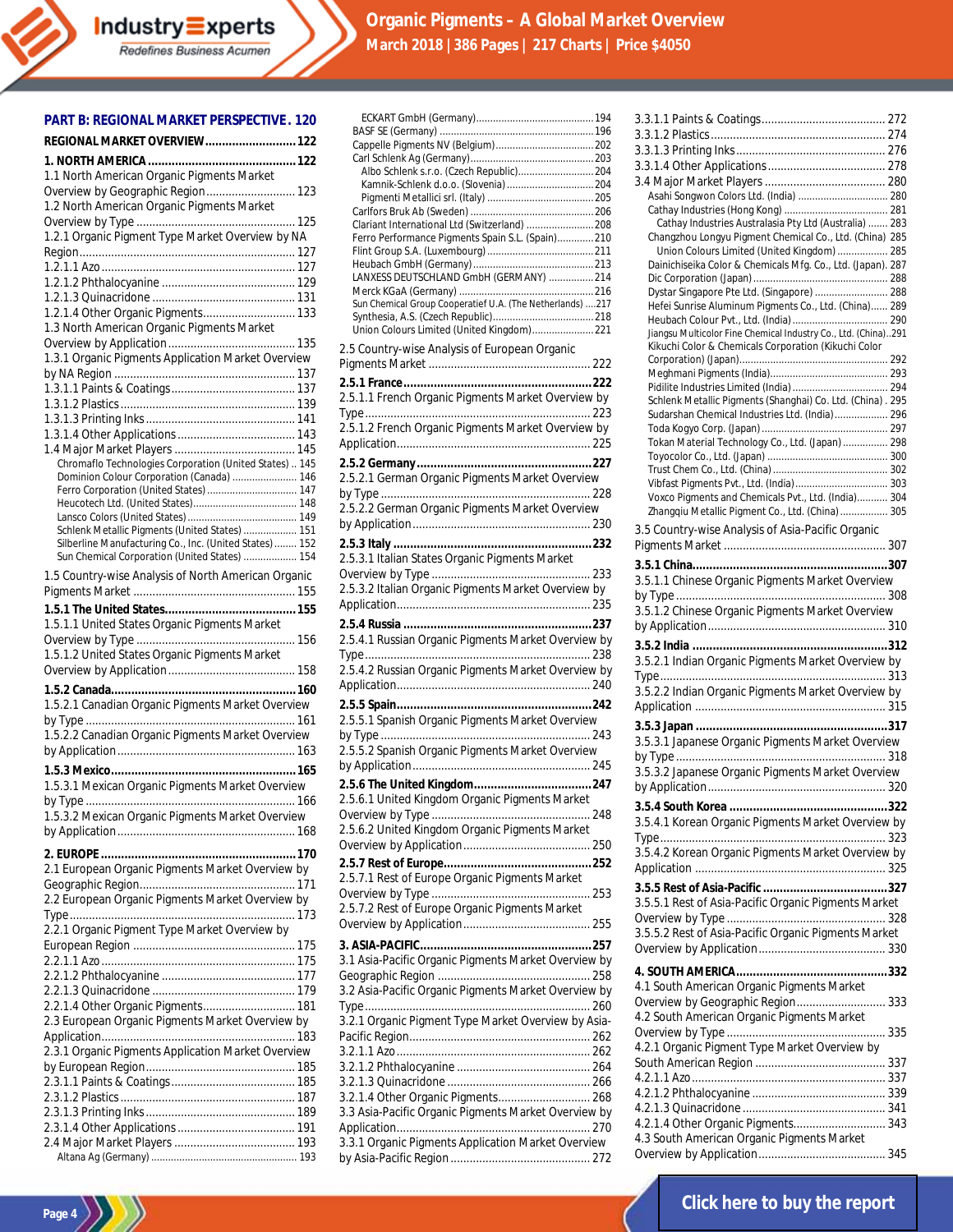**PART B: REGIONAL MARKET PERSPECTIVE. 120**

**REGIONAL MARKET OVERVIEW ... 122**

**1. NORTH AMERICA ... 122**

1.1 North American Organic Pigments Market Overview by Geographic Region ... 123
1.2 North American Organic Pigments Market Overview by Type ... 125
1.2.1 Organic Pigment Type Market Overview by NA Region ... 127
1.2.1.1 Azo ... 127
1.2.1.2 Phthalocyanine ... 129
1.2.1.3 Quinacridone ... 131
1.2.1.4 Other Organic Pigments ... 133
1.3 North American Organic Pigments Market Overview by Application ... 135
1.3.1 Organic Pigments Application Market Overview by NA Region ... 137
1.3.1.1 Paints & Coatings ... 137
1.3.1.2 Plastics ... 139
1.3.1.3 Printing Inks ... 141
1.3.1.4 Other Applications ... 143
1.4 Major Market Players ... 145
Chromaflo Technologies Corporation (United States) .. 145
Dominion Colour Corporation (Canada) ... 146
Ferro Corporation (United States) ... 147
Heucotech Ltd. (United States) ... 148
Lansco Colors (United States) ... 149
Schlenk Metallic Pigments (United States) ... 151
Silberline Manufacturing Co., Inc. (United States) ... 152
Sun Chemical Corporation (United States) ... 154
1.5 Country-wise Analysis of North American Organic Pigments Market ... 155

**1.5.1 The United States ... 155**
1.5.1.1 United States Organic Pigments Market Overview by Type ... 156
1.5.1.2 United States Organic Pigments Market Overview by Application ... 158

**1.5.2 Canada ... 160**
1.5.2.1 Canadian Organic Pigments Market Overview by Type ... 161
1.5.2.2 Canadian Organic Pigments Market Overview by Application ... 163

**1.5.3 Mexico ... 165**
1.5.3.1 Mexican Organic Pigments Market Overview by Type ... 166
1.5.3.2 Mexican Organic Pigments Market Overview by Application ... 168

**2. EUROPE ... 170**

2.1 European Organic Pigments Market Overview by Geographic Region ... 171
2.2 European Organic Pigments Market Overview by Type ... 173
2.2.1 Organic Pigment Type Market Overview by European Region ... 175
2.2.1.1 Azo ... 175
2.2.1.2 Phthalocyanine ... 177
2.2.1.3 Quinacridone ... 179
2.2.1.4 Other Organic Pigments ... 181
2.3 European Organic Pigments Market Overview by Application ... 183
2.3.1 Organic Pigments Application Market Overview by European Region ... 185
2.3.1.1 Paints & Coatings ... 185
2.3.1.2 Plastics ... 187
2.3.1.3 Printing Inks ... 189
2.3.1.4 Other Applications ... 191
2.4 Major Market Players ... 193
Altana Ag (Germany) ... 193
ECKART GmbH (Germany) ... 194
BASF SE (Germany) ... 196
Cappelle Pigments NV (Belgium) ... 202
Carl Schlenk Ag (Germany) ... 203
Albo Schlenk s.r.o. (Czech Republic) ... 204
Kamnik-Schlenk d.o.o. (Slovenia) ... 204
Pigmenti Metallici srl. (Italy) ... 205
Carlfors Bruk Ab (Sweden) ... 206
Clariant International Ltd (Switzerland) ... 208
Ferro Performance Pigments Spain S.L. (Spain) ... 210
Flint Group S.A. (Luxembourg) ... 211
Heubach GmbH (Germany) ... 213
LANXESS DEUTSCHLAND GmbH (GERMANY) ... 214
Merck KGaA (Germany) ... 216
Sun Chemical Group Cooperatief U.A. (The Netherlands) ... 217
Synthesia, A.S. (Czech Republic) ... 218
Union Colours Limited (United Kingdom) ... 221
2.5 Country-wise Analysis of European Organic Pigments Market ... 222

**2.5.1 France ... 222**
2.5.1.1 French Organic Pigments Market Overview by Type ... 223
2.5.1.2 French Organic Pigments Market Overview by Application ... 225

**2.5.2 Germany ... 227**
2.5.2.1 German Organic Pigments Market Overview by Type ... 228
2.5.2.2 German Organic Pigments Market Overview by Application ... 230

**2.5.3 Italy ... 232**
2.5.3.1 Italian States Organic Pigments Market Overview by Type ... 233
2.5.3.2 Italian Organic Pigments Market Overview by Application ... 235

**2.5.4 Russia ... 237**
2.5.4.1 Russian Organic Pigments Market Overview by Type ... 238
2.5.4.2 Russian Organic Pigments Market Overview by Application ... 240

**2.5.5 Spain ... 242**
2.5.5.1 Spanish Organic Pigments Market Overview by Type ... 243
2.5.5.2 Spanish Organic Pigments Market Overview by Application ... 245

**2.5.6 The United Kingdom ... 247**
2.5.6.1 United Kingdom Organic Pigments Market Overview by Type ... 248
2.5.6.2 United Kingdom Organic Pigments Market Overview by Application ... 250

**2.5.7 Rest of Europe ... 252**
2.5.7.1 Rest of Europe Organic Pigments Market Overview by Type ... 253
2.5.7.2 Rest of Europe Organic Pigments Market Overview by Application ... 255

**3. ASIA-PACIFIC ... 257**

3.1 Asia-Pacific Organic Pigments Market Overview by Geographic Region ... 258
3.2 Asia-Pacific Organic Pigments Market Overview by Type ... 260
3.2.1 Organic Pigment Type Market Overview by Asia-Pacific Region ... 262
3.2.1.1 Azo ... 262
3.2.1.2 Phthalocyanine ... 264
3.2.1.3 Quinacridone ... 266
3.2.1.4 Other Organic Pigments ... 268
3.3 Asia-Pacific Organic Pigments Market Overview by Application ... 270
3.3.1 Organic Pigments Application Market Overview by Asia-Pacific Region ... 272
3.3.1.1 Paints & Coatings ... 272
3.3.1.2 Plastics ... 274
3.3.1.3 Printing Inks ... 276
3.3.1.4 Other Applications ... 278
3.4 Major Market Players ... 280
Asahi Songwon Colors Ltd. (India) ... 280
Cathay Industries (Hong Kong) ... 281
Cathay Industries Australasia Pty Ltd (Australia) ... 283
Changzhou Longyu Pigment Chemical Co., Ltd. (China) 285
Union Colours Limited (United Kingdom) ... 285
Dainichiseika Color & Chemicals Mfg. Co., Ltd. (Japan). 287
Dic Corporation (Japan) ... 288
Dystar Singapore Pte Ltd. (Singapore) ... 288
Hefei Sunrise Aluminum Pigments Co., Ltd. (China) ... 289
Heubach Colour Pvt., Ltd. (India) ... 290
Jiangsu Multicolor Fine Chemical Industry Co., Ltd. (China) .. 291
Kikuchi Color & Chemicals Corporation (Kikuchi Color Corporation) (Japan) ... 292
Meghmani Pigments (India) ... 293
Pidilite Industries Limited (India) ... 294
Schlenk Metallic Pigments (Shanghai) Co. Ltd. (China) . 295
Sudarshan Chemical Industries Ltd. (India) ... 296
Toda Kogyo Corp. (Japan) ... 297
Tokan Material Technology Co., Ltd. (Japan) ... 298
Toyocolor Co., Ltd. (Japan) ... 300
Trust Chem Co., Ltd. (China) ... 302
Vibfast Pigments Pvt., Ltd. (India) ... 303
Voxco Pigments and Chemicals Pvt., Ltd. (India) ... 304
Zhangqiu Metallic Pigment Co., Ltd. (China) ... 305
3.5 Country-wise Analysis of Asia-Pacific Organic Pigments Market ... 307

**3.5.1 China ... 307**
3.5.1.1 Chinese Organic Pigments Market Overview by Type ... 308
3.5.1.2 Chinese Organic Pigments Market Overview by Application ... 310

**3.5.2 India ... 312**
3.5.2.1 Indian Organic Pigments Market Overview by Type ... 313
3.5.2.2 Indian Organic Pigments Market Overview by Application ... 315

**3.5.3 Japan ... 317**
3.5.3.1 Japanese Organic Pigments Market Overview by Type ... 318
3.5.3.2 Japanese Organic Pigments Market Overview by Application ... 320

**3.5.4 South Korea ... 322**
3.5.4.1 Korean Organic Pigments Market Overview by Type ... 323
3.5.4.2 Korean Organic Pigments Market Overview by Application ... 325

**3.5.5 Rest of Asia-Pacific ... 327**
3.5.5.1 Rest of Asia-Pacific Organic Pigments Market Overview by Type ... 328
3.5.5.2 Rest of Asia-Pacific Organic Pigments Market Overview by Application ... 330

**4. SOUTH AMERICA ... 332**

4.1 South American Organic Pigments Market Overview by Geographic Region ... 333
4.2 South American Organic Pigments Market Overview by Type ... 335
4.2.1 Organic Pigment Type Market Overview by South American Region ... 337
4.2.1.1 Azo ... 337
4.2.1.2 Phthalocyanine ... 339
4.2.1.3 Quinacridone ... 341
4.2.1.4 Other Organic Pigments ... 343
4.3 South American Organic Pigments Market Overview by Application ... 345

Click here to buy the report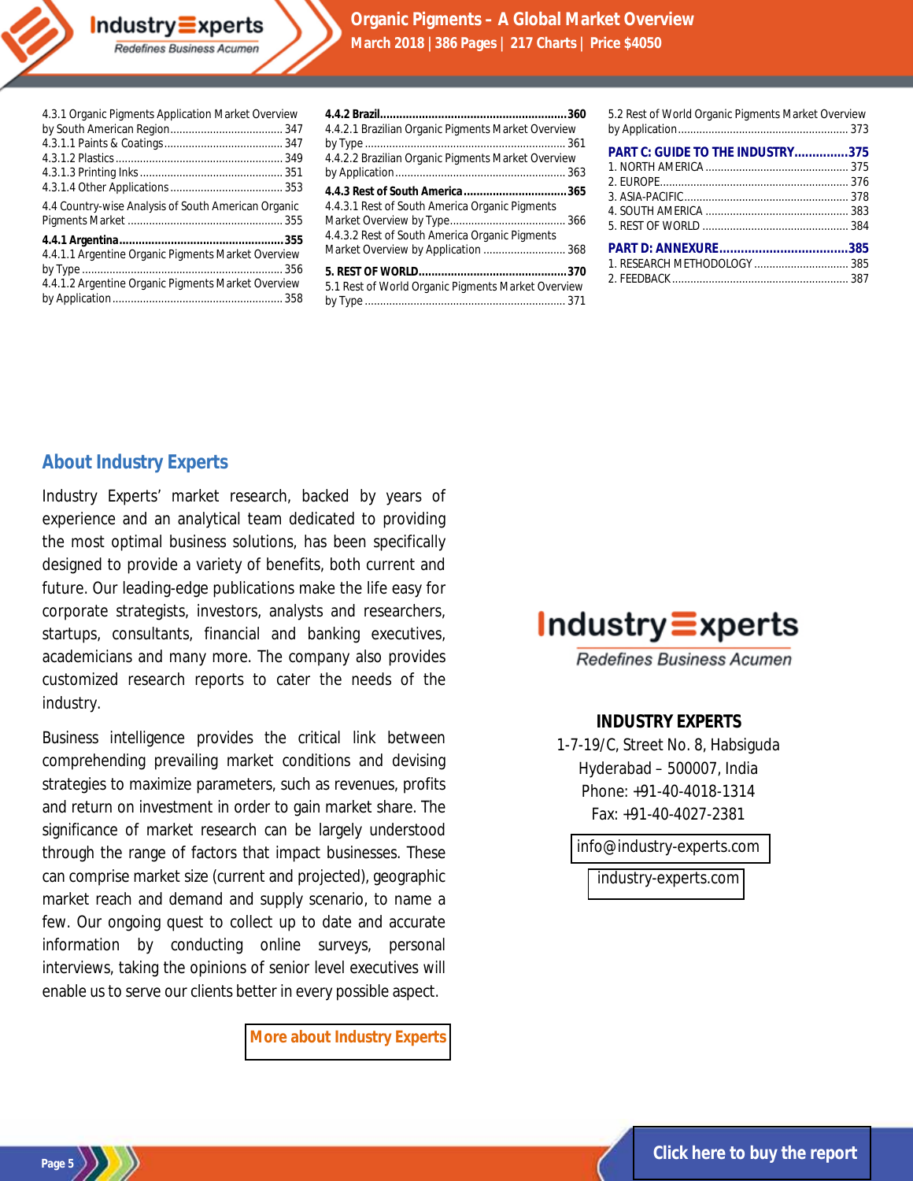4.3.1 Organic Pigments Application Market Overview by South American Region ..................................... 347
4.3.1.1 Paints & Coatings ....................................... 347
4.3.1.2 Plastics ....................................... 349
4.3.1.3 Printing Inks ....................................... 351
4.3.1.4 Other Applications ..................................... 353

4.4 Country-wise Analysis of South American Organic Pigments Market ..................................... 355

**4.4.1 Argentina ...................................................355**

4.4.1.1 Argentine Organic Pigments Market Overview by Type ..................................... 356
4.4.1.2 Argentine Organic Pigments Market Overview by Application ..................................... 358

**4.4.2 Brazil ...........................................................360**

4.4.2.1 Brazilian Organic Pigments Market Overview by Type ..................................... 361
4.4.2.2 Brazilian Organic Pigments Market Overview by Application ..................................... 363

**4.4.3 Rest of South America ................................365**

4.4.3.1 Rest of South America Organic Pigments Market Overview by Type ...................................... 366
4.4.3.2 Rest of South America Organic Pigments Market Overview by Application ........................... 368

**5. REST OF WORLD ..............................................370**

5.1 Rest of World Organic Pigments Market Overview by Type ..................................... 371
5.2 Rest of World Organic Pigments Market Overview by Application ..................................... 373

**PART C: GUIDE TO THE INDUSTRY ...............375**

1. NORTH AMERICA ..................................... 375
2. EUROPE ..................................... 376
3. ASIA-PACIFIC ..................................... 378
4. SOUTH AMERICA ..................................... 383
5. REST OF WORLD ..................................... 384

**PART D: ANNEXURE .....................................385**

1. RESEARCH METHODOLOGY ............................... 385
2. FEEDBACK ..................................... 387

## About Industry Experts

Industry Experts' market research, backed by years of experience and an analytical team dedicated to providing the most optimal business solutions, has been specifically designed to provide a variety of benefits, both current and future. Our leading-edge publications make the life easy for corporate strategists, investors, analysts and researchers, startups, consultants, financial and banking executives, academicians and many more. The company also provides customized research reports to cater the needs of the industry.

Business intelligence provides the critical link between comprehending prevailing market conditions and devising strategies to maximize parameters, such as revenues, profits and return on investment in order to gain market share. The significance of market research can be largely understood through the range of factors that impact businesses. These can comprise market size (current and projected), geographic market reach and demand and supply scenario, to name a few. Our ongoing quest to collect up to date and accurate information by conducting online surveys, personal interviews, taking the opinions of senior level executives will enable us to serve our clients better in every possible aspect.

More about Industry Experts

Industry Experts
Redefines Business Acumen

**INDUSTRY EXPERTS**
1-7-19/C, Street No. 8, Habsiguda
Hyderabad – 500007, India
Phone: +91-40-4018-1314
Fax: +91-40-4027-2381

info@industry-experts.com

industry-experts.com

Click here to buy the report